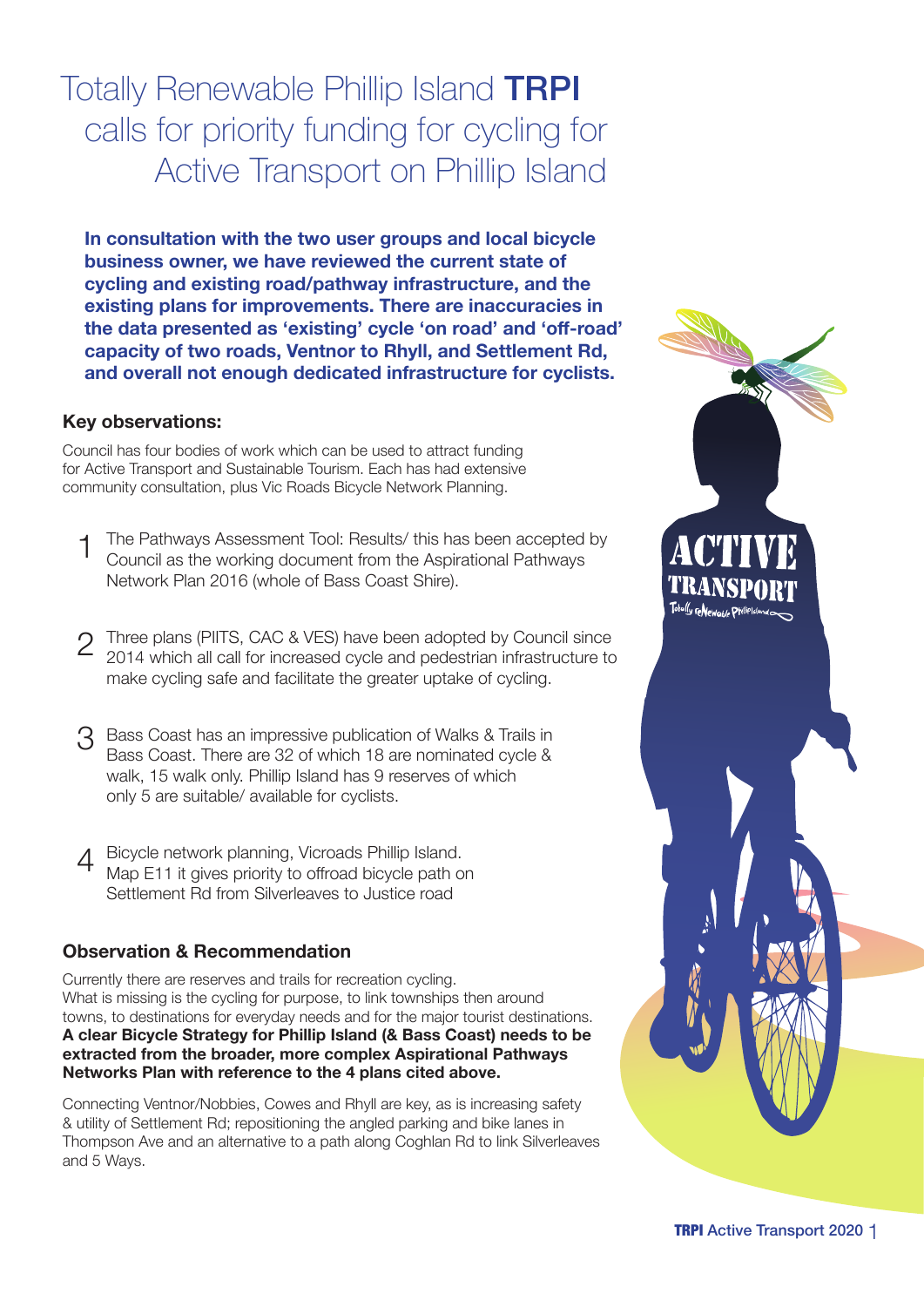# Totally Renewable Phillip Island **TRPI** calls for priority funding for cycling for Active Transport on Phillip Island

**In consultation with the two user groups and local bicycle business owner, we have reviewed the current state of cycling and existing road/pathway infrastructure, and the existing plans for improvements. There are inaccuracies in the data presented as 'existing' cycle 'on road' and 'off-road' capacity of two roads, Ventnor to Rhyll, and Settlement Rd, and overall not enough dedicated infrastructure for cyclists.**

### Key observations:

Council has four bodies of work which can be used to attract funding for Active Transport and Sustainable Tourism. Each has had extensive community consultation, plus Vic Roads Bicycle Network Planning.

1. The Pathways Assessment Tool: Results/ this has been accepted by Council as the working document from the Aspirational Pathways Network Plan 2016 (whole of Bass Coast Shire).

2. Three plans (PIITS, CAC & VES) have been adopted by Council since 2014 which all call for increased cycle and pedestrian infrastructure to make cycling safe and facilitate the greater uptake of cycling.

3. Bass Coast has an impressive publication of Walks & Trails in Bass Coast. There are 32 of which 18 are nominated cycle & walk, 15 walk only. Phillip Island has 9 reserves of which only 5 are suitable/ available for cyclists.

4. Bicycle network planning, Vicroads Phillip Island. Map E11 it gives priority to offroad bicycle path on Settlement Rd from Silverleaves to Justice road

### Observation & Recommendation

Currently there are reserves and trails for recreation cycling. What is missing is the cycling for purpose, to link townships then around towns, to destinations for everyday needs and for the major tourist destinations. **A clear Bicycle Strategy for Phillip Island (& Bass Coast) needs to be extracted from the broader, more complex Aspirational Pathways Networks Plan with reference to the 4 plans cited above.**

Connecting Ventnor/Nobbies, Cowes and Rhyll are key, as is increasing safety & utility of Settlement Rd; repositioning the angled parking and bike lanes in Thompson Ave and an alternative to a path along Coghlan Rd to link Silverleaves and 5 Ways.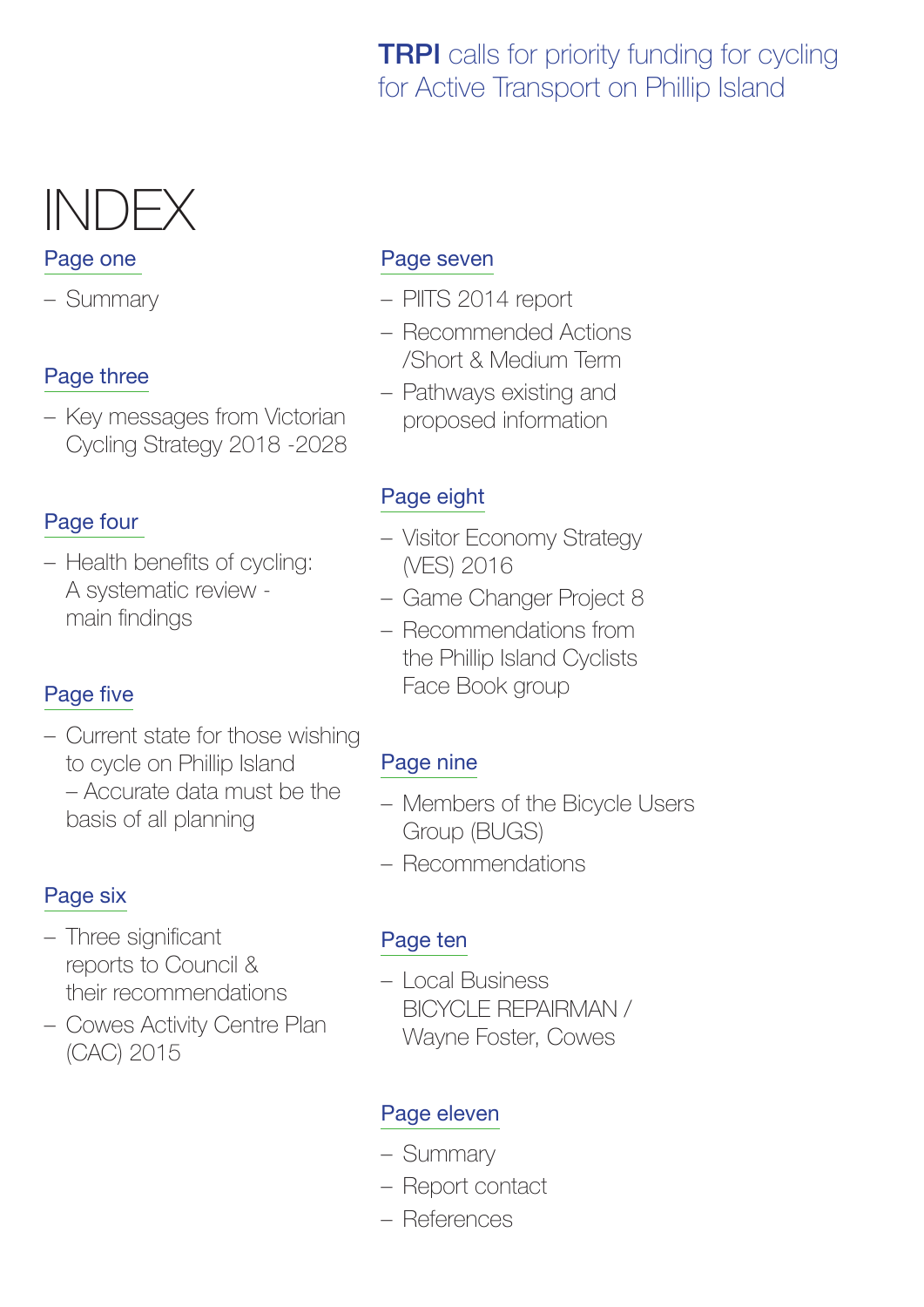**TRPI** calls for priority funding for cycling for Active Transport on Phillip Island

# INDEX

## Page one

– Summary

## Page three

– Key messages from Victorian Cycling Strategy 2018 -2028

## Page four

– Health benefits of cycling: A systematic review - main findings

## Page five

– Current state for those wishing to cycle on Phillip Island – Accurate data must be the basis of all planning

## Page six

– Three significant reports to Council & their recommendations
– Cowes Activity Centre Plan (CAC) 2015

## Page seven

– PIITS 2014 report
– Recommended Actions /Short & Medium Term
– Pathways existing and proposed information

## Page eight

– Visitor Economy Strategy (VES) 2016
– Game Changer Project 8
– Recommendations from the Phillip Island Cyclists Face Book group

## Page nine

– Members of the Bicycle Users Group (BUGS)
– Recommendations

## Page ten

– Local Business BICYCLE REPAIRMAN / Wayne Foster, Cowes

## Page eleven

– Summary
– Report contact
– References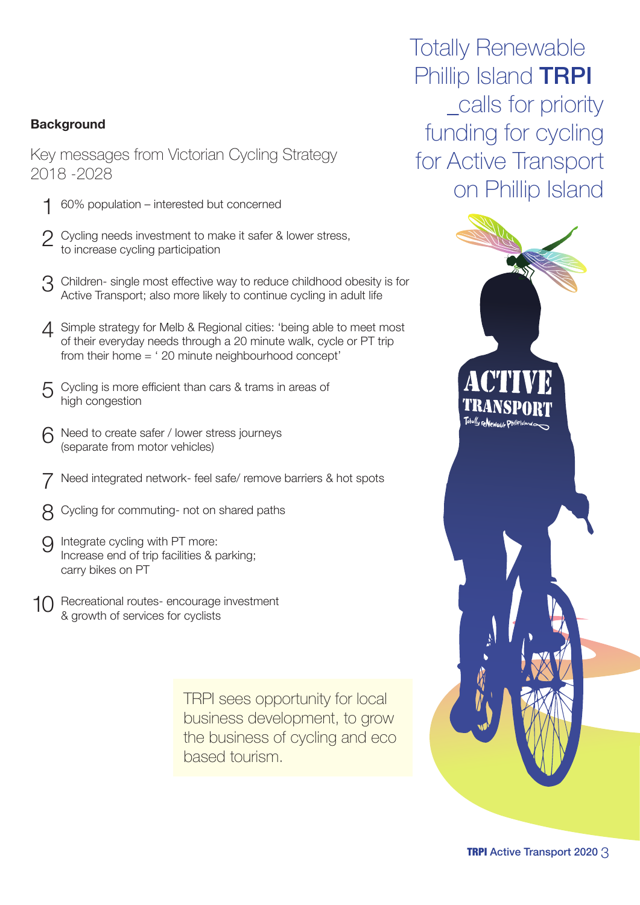# Totally Renewable Phillip Island **TRPI** _calls for priority funding for cycling for Active Transport on Phillip Island

**Background**

## Key messages from Victorian Cycling Strategy 2018 -2028

1. 60% population – interested but concerned
2. Cycling needs investment to make it safer & lower stress, to increase cycling participation
3. Children- single most effective way to reduce childhood obesity is for Active Transport; also more likely to continue cycling in adult life
4. Simple strategy for Melb & Regional cities: 'being able to meet most of their everyday needs through a 20 minute walk, cycle or PT trip from their home = ' 20 minute neighbourhood concept'
5. Cycling is more efficient than cars & trams in areas of high congestion
6. Need to create safer / lower stress journeys (separate from motor vehicles)
7. Need integrated network- feel safe/ remove barriers & hot spots
8. Cycling for commuting- not on shared paths
9. Integrate cycling with PT more:
   Increase end of trip facilities & parking;
   carry bikes on PT
10. Recreational routes- encourage investment & growth of services for cyclists

> TRPI sees opportunity for local business development, to grow the business of cycling and eco based tourism.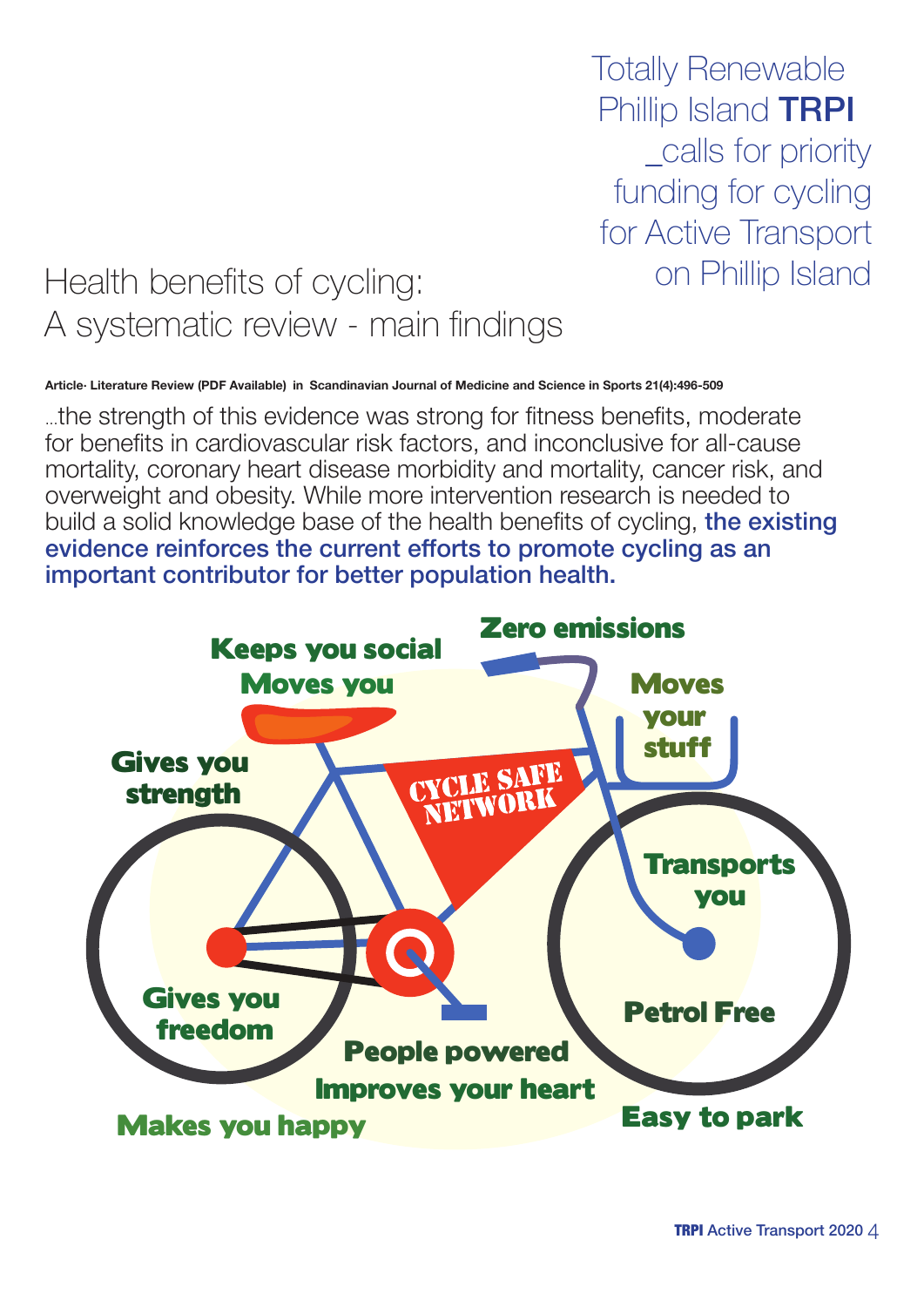Totally Renewable Phillip Island **TRPI** _calls for priority funding for cycling for Active Transport on Phillip Island

# Health benefits of cycling: A systematic review - main findings

**Article· Literature Review (PDF Available) in Scandinavian Journal of Medicine and Science in Sports 21(4):496-509**

...the strength of this evidence was strong for fitness benefits, moderate for benefits in cardiovascular risk factors, and inconclusive for all-cause mortality, coronary heart disease morbidity and mortality, cancer risk, and overweight and obesity. While more intervention research is needed to build a solid knowledge base of the health benefits of cycling, **the existing evidence reinforces the current efforts to promote cycling as an important contributor for better population health.**

**Keeps you social**

**Moves you**

**Zero emissions**

**Moves your stuff**

**Gives you strength**

CYCLE SAFE NETWORK

**Transports you**

**Gives you freedom**

**Petrol Free**

**People powered**

**Improves your heart**

**Makes you happy**

**Easy to park**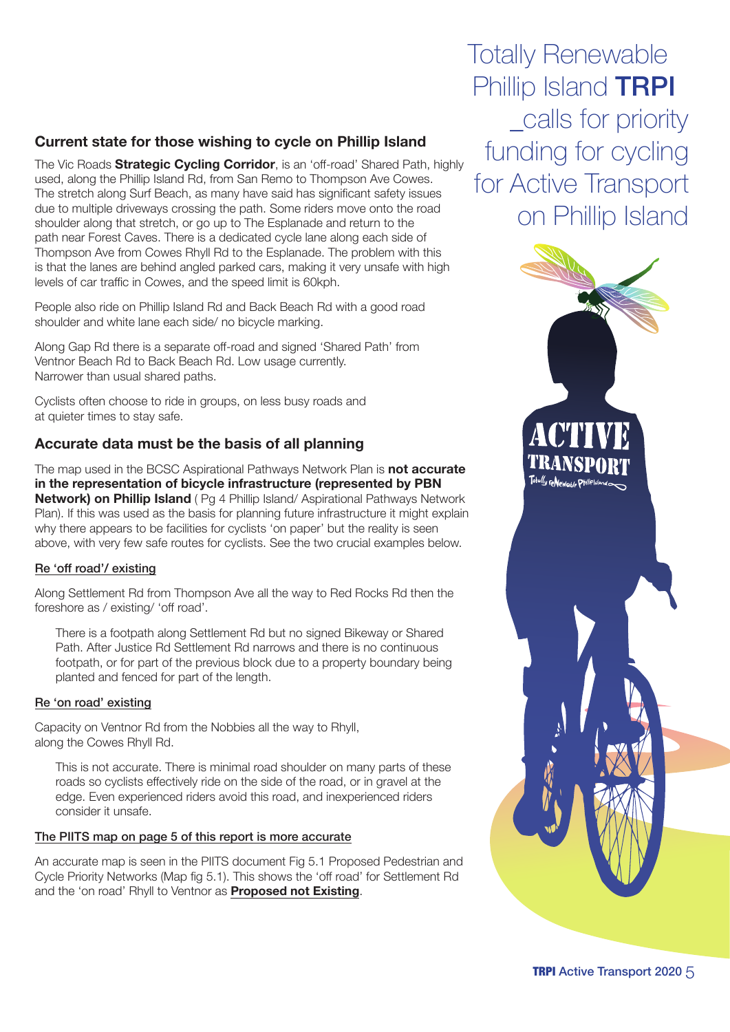# Totally Renewable Phillip Island **TRPI** _calls for priority funding for cycling for Active Transport on Phillip Island

## Current state for those wishing to cycle on Phillip Island

The Vic Roads **Strategic Cycling Corridor**, is an 'off-road' Shared Path, highly used, along the Phillip Island Rd, from San Remo to Thompson Ave Cowes. The stretch along Surf Beach, as many have said has significant safety issues due to multiple driveways crossing the path. Some riders move onto the road shoulder along that stretch, or go up to The Esplanade and return to the path near Forest Caves. There is a dedicated cycle lane along each side of Thompson Ave from Cowes Rhyll Rd to the Esplanade. The problem with this is that the lanes are behind angled parked cars, making it very unsafe with high levels of car traffic in Cowes, and the speed limit is 60kph.

People also ride on Phillip Island Rd and Back Beach Rd with a good road shoulder and white lane each side/ no bicycle marking.

Along Gap Rd there is a separate off-road and signed 'Shared Path' from Ventnor Beach Rd to Back Beach Rd. Low usage currently. Narrower than usual shared paths.

Cyclists often choose to ride in groups, on less busy roads and at quieter times to stay safe.

## Accurate data must be the basis of all planning

The map used in the BCSC Aspirational Pathways Network Plan is **not accurate in the representation of bicycle infrastructure (represented by PBN Network) on Phillip Island** ( Pg 4 Phillip Island/ Aspirational Pathways Network Plan). If this was used as the basis for planning future infrastructure it might explain why there appears to be facilities for cyclists 'on paper' but the reality is seen above, with very few safe routes for cyclists. See the two crucial examples below.

<u>Re 'off road'/ existing</u>

Along Settlement Rd from Thompson Ave all the way to Red Rocks Rd then the foreshore as / existing/ 'off road'.

> There is a footpath along Settlement Rd but no signed Bikeway or Shared Path. After Justice Rd Settlement Rd narrows and there is no continuous footpath, or for part of the previous block due to a property boundary being planted and fenced for part of the length.

<u>Re 'on road' existing</u>

Capacity on Ventnor Rd from the Nobbies all the way to Rhyll, along the Cowes Rhyll Rd.

> This is not accurate. There is minimal road shoulder on many parts of these roads so cyclists effectively ride on the side of the road, or in gravel at the edge. Even experienced riders avoid this road, and inexperienced riders consider it unsafe.

<u>The PIITS map on page 5 of this report is more accurate</u>

An accurate map is seen in the PIITS document Fig 5.1 Proposed Pedestrian and Cycle Priority Networks (Map fig 5.1). This shows the 'off road' for Settlement Rd and the 'on road' Rhyll to Ventnor as **<u>Proposed not Existing</u>**.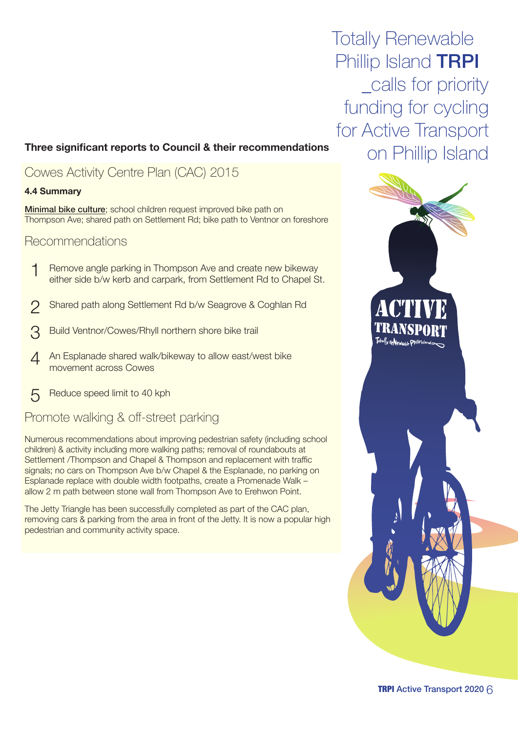# Totally Renewable Phillip Island **TRPI** _calls for priority funding for cycling for Active Transport on Phillip Island

**Three significant reports to Council & their recommendations**

## Cowes Activity Centre Plan (CAC) 2015

**4.4 Summary**

**Minimal bike culture**; school children request improved bike path on Thompson Ave; shared path on Settlement Rd; bike path to Ventnor on foreshore

## Recommendations

1. Remove angle parking in Thompson Ave and create new bikeway either side b/w kerb and carpark, from Settlement Rd to Chapel St.
2. Shared path along Settlement Rd b/w Seagrove & Coghlan Rd
3. Build Ventnor/Cowes/Rhyll northern shore bike trail
4. An Esplanade shared walk/bikeway to allow east/west bike movement across Cowes
5. Reduce speed limit to 40 kph

## Promote walking & off-street parking

Numerous recommendations about improving pedestrian safety (including school children) & activity including more walking paths; removal of roundabouts at Settlement /Thompson and Chapel & Thompson and replacement with traffic signals; no cars on Thompson Ave b/w Chapel & the Esplanade, no parking on Esplanade replace with double width footpaths, create a Promenade Walk – allow 2 m path between stone wall from Thompson Ave to Erehwon Point.

The Jetty Triangle has been successfully completed as part of the CAC plan, removing cars & parking from the area in front of the Jetty. It is now a popular high pedestrian and community activity space.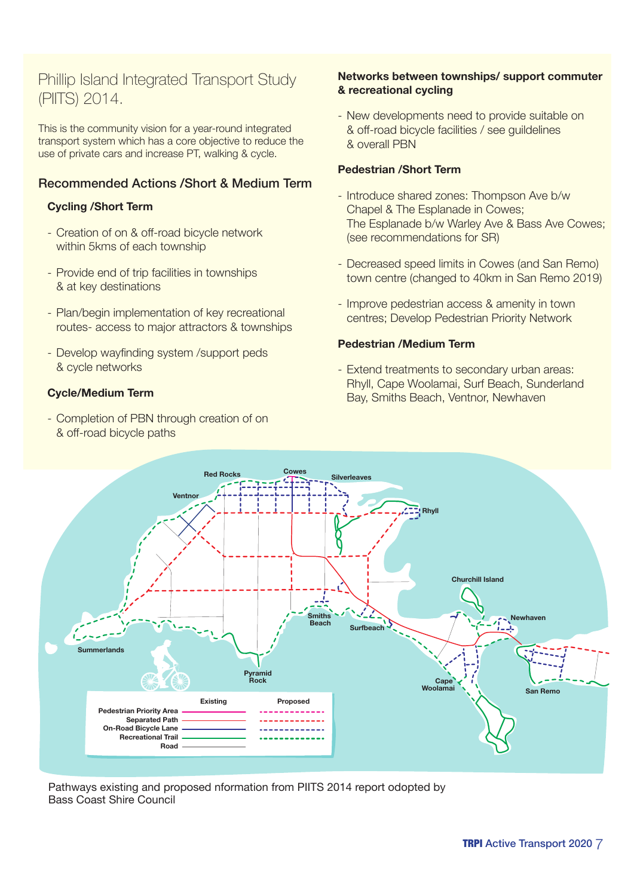# Phillip Island Integrated Transport Study (PIITS) 2014.

This is the community vision for a year-round integrated transport system which has a core objective to reduce the use of private cars and increase PT, walking & cycle.

## Recommended Actions /Short & Medium Term

### Cycling /Short Term

- Creation of on & off-road bicycle network within 5kms of each township
- Provide end of trip facilities in townships & at key destinations
- Plan/begin implementation of key recreational routes- access to major attractors & townships
- Develop wayfinding system /support peds & cycle networks

### Cycle/Medium Term

- Completion of PBN through creation of on & off-road bicycle paths

### Networks between townships/ support commuter & recreational cycling

- New developments need to provide suitable on & off-road bicycle facilities / see guildelines & overall PBN

### Pedestrian /Short Term

- Introduce shared zones: Thompson Ave b/w Chapel & The Esplanade in Cowes; The Esplanade b/w Warley Ave & Bass Ave Cowes; (see recommendations for SR)
- Decreased speed limits in Cowes (and San Remo) town centre (changed to 40km in San Remo 2019)
- Improve pedestrian access & amenity in town centres; Develop Pedestrian Priority Network

### Pedestrian /Medium Term

- Extend treatments to secondary urban areas: Rhyll, Cape Woolamai, Surf Beach, Sunderland Bay, Smiths Beach, Ventnor, Newhaven

Map labels: Red Rocks, Cowes, Silverleaves, Ventnor, Rhyll, Churchill Island, Newhaven, Smiths Beach, Surfbeach, Summerlands, Pyramid Rock, Cape Woolamai, San Remo

| | Existing | Proposed |
|---|---|---|
| Pedestrian Priority Area | solid line | dashed line |
| Separated Path | solid line | dashed line |
| On-Road Bicycle Lane | solid line | dashed line |
| Recreational Trail | solid line | dashed line |
| Road | solid line | |

Pathways existing and proposed nformation from PIITS 2014 report odopted by Bass Coast Shire Council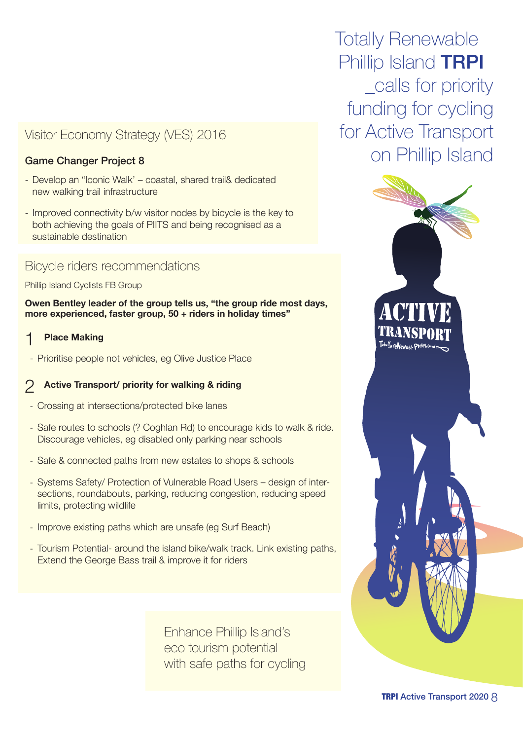# Totally Renewable Phillip Island **TRPI** _calls for priority funding for cycling for Active Transport on Phillip Island

## Visitor Economy Strategy (VES) 2016

**Game Changer Project 8**

- Develop an "Iconic Walk' – coastal, shared trail& dedicated new walking trail infrastructure
- Improved connectivity b/w visitor nodes by bicycle is the key to both achieving the goals of PIITS and being recognised as a sustainable destination

## Bicycle riders recommendations

Phillip Island Cyclists FB Group

**Owen Bentley leader of the group tells us, "the group ride most days, more experienced, faster group, 50 + riders in holiday times"**

### 1 Place Making

- Prioritise people not vehicles, eg Olive Justice Place

### 2 Active Transport/ priority for walking & riding

- Crossing at intersections/protected bike lanes
- Safe routes to schools (? Coghlan Rd) to encourage kids to walk & ride. Discourage vehicles, eg disabled only parking near schools
- Safe & connected paths from new estates to shops & schools
- Systems Safety/ Protection of Vulnerable Road Users – design of intersections, roundabouts, parking, reducing congestion, reducing speed limits, protecting wildlife
- Improve existing paths which are unsafe (eg Surf Beach)
- Tourism Potential- around the island bike/walk track. Link existing paths, Extend the George Bass trail & improve it for riders

Enhance Phillip Island's eco tourism potential with safe paths for cycling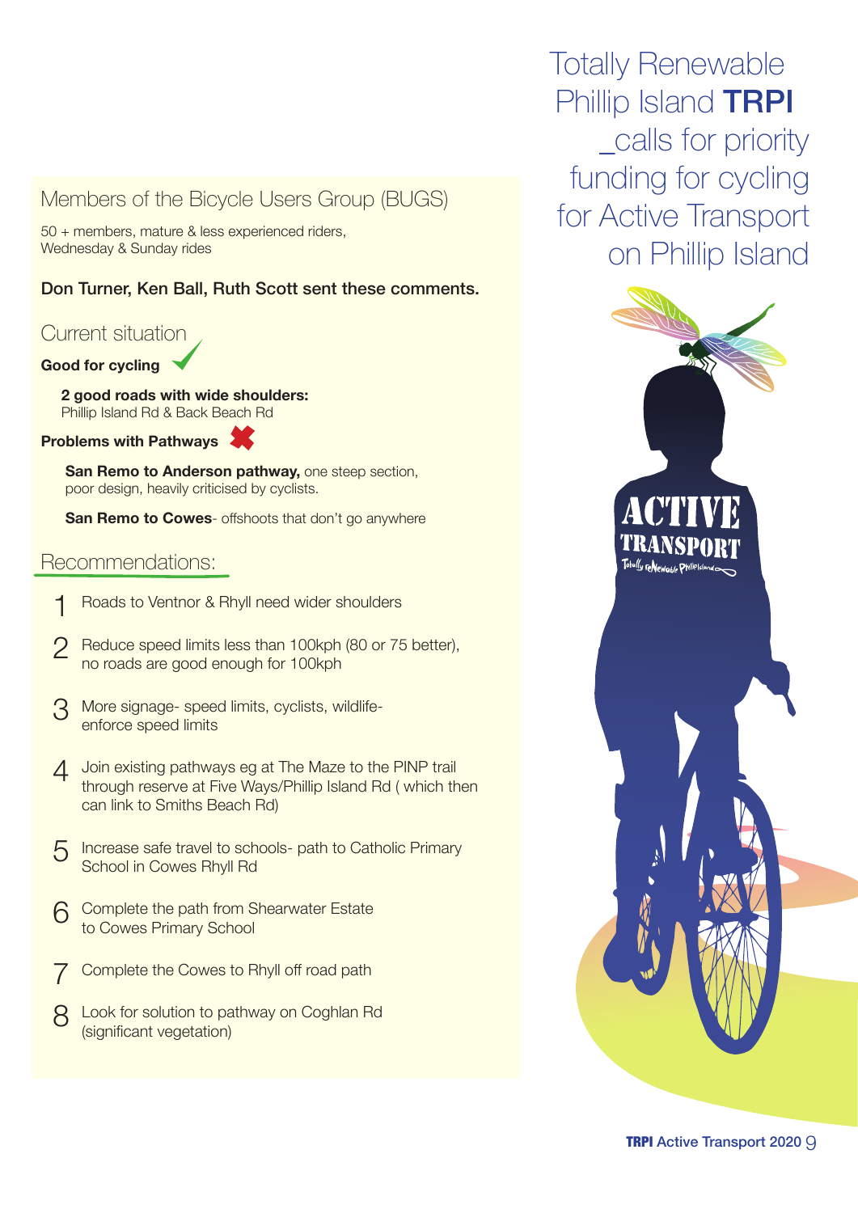# Totally Renewable Phillip Island **TRPI** _calls for priority funding for cycling for Active Transport on Phillip Island

## Members of the Bicycle Users Group (BUGS)

50 + members, mature & less experienced riders, Wednesday & Sunday rides

**Don Turner, Ken Ball, Ruth Scott sent these comments.**

### Current situation

**Good for cycling**

**2 good roads with wide shoulders:**
Phillip Island Rd & Back Beach Rd

**Problems with Pathways**

**San Remo to Anderson pathway,** one steep section, poor design, heavily criticised by cyclists.

**San Remo to Cowes**- offshoots that don't go anywhere

### Recommendations:

1. Roads to Ventnor & Rhyll need wider shoulders
2. Reduce speed limits less than 100kph (80 or 75 better), no roads are good enough for 100kph
3. More signage- speed limits, cyclists, wildlife- enforce speed limits
4. Join existing pathways eg at The Maze to the PINP trail through reserve at Five Ways/Phillip Island Rd ( which then can link to Smiths Beach Rd)
5. Increase safe travel to schools- path to Catholic Primary School in Cowes Rhyll Rd
6. Complete the path from Shearwater Estate to Cowes Primary School
7. Complete the Cowes to Rhyll off road path
8. Look for solution to pathway on Coghlan Rd (significant vegetation)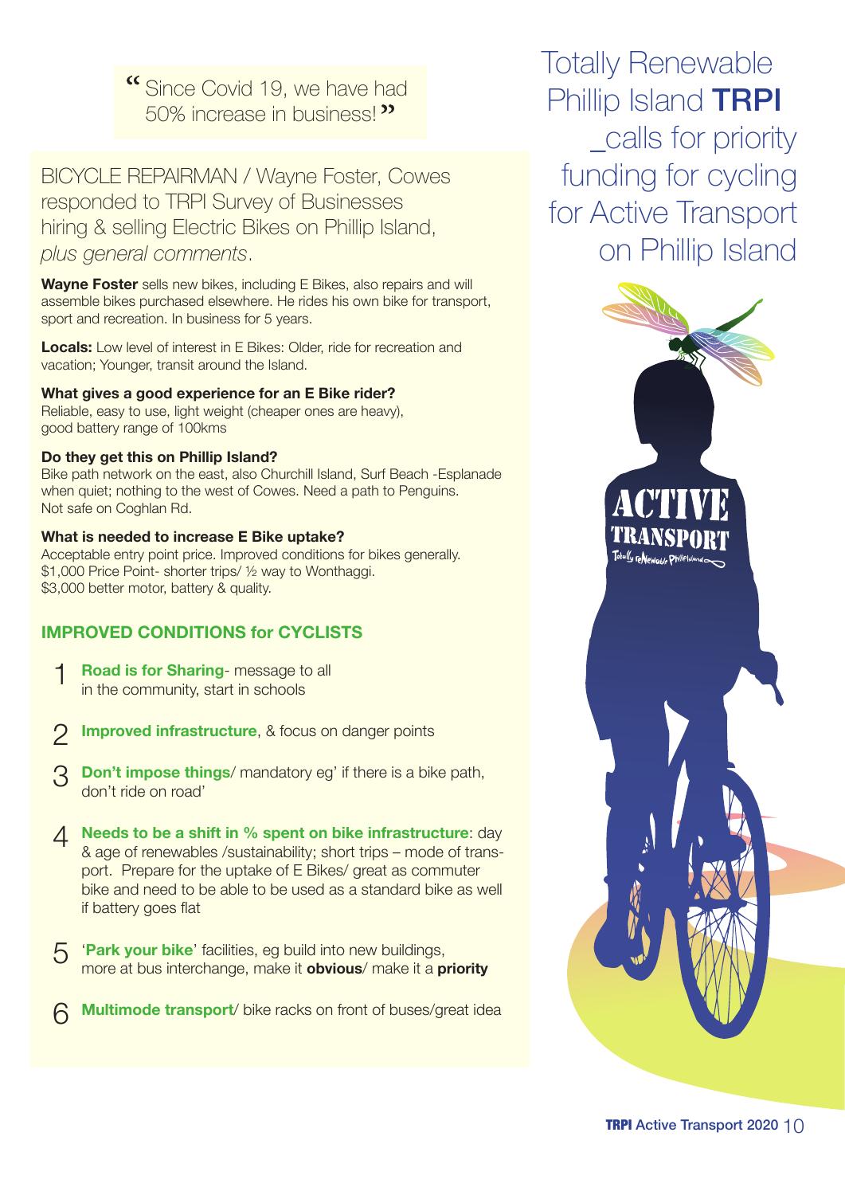# Totally Renewable Phillip Island **TRPI** _calls for priority funding for cycling for Active Transport on Phillip Island

> "Since Covid 19, we have had 50% increase in business!"

## BICYCLE REPAIRMAN / Wayne Foster, Cowes responded to TRPI Survey of Businesses hiring & selling Electric Bikes on Phillip Island, *plus general comments*.

**Wayne Foster** sells new bikes, including E Bikes, also repairs and will assemble bikes purchased elsewhere. He rides his own bike for transport, sport and recreation. In business for 5 years.

**Locals:** Low level of interest in E Bikes: Older, ride for recreation and vacation; Younger, transit around the Island.

**What gives a good experience for an E Bike rider?**
Reliable, easy to use, light weight (cheaper ones are heavy), good battery range of 100kms

**Do they get this on Phillip Island?**
Bike path network on the east, also Churchill Island, Surf Beach -Esplanade when quiet; nothing to the west of Cowes. Need a path to Penguins. Not safe on Coghlan Rd.

**What is needed to increase E Bike uptake?**
Acceptable entry point price. Improved conditions for bikes generally. $1,000 Price Point- shorter trips/ ½ way to Wonthaggi. $3,000 better motor, battery & quality.

### IMPROVED CONDITIONS for CYCLISTS

1. **Road is for Sharing**- message to all in the community, start in schools
2. **Improved infrastructure**, & focus on danger points
3. **Don't impose things**/ mandatory eg' if there is a bike path, don't ride on road'
4. **Needs to be a shift in % spent on bike infrastructure**: day & age of renewables /sustainability; short trips – mode of transport. Prepare for the uptake of E Bikes/ great as commuter bike and need to be able to be used as a standard bike as well if battery goes flat
5. '**Park your bike**' facilities, eg build into new buildings, more at bus interchange, make it **obvious**/ make it a **priority**
6. **Multimode transport**/ bike racks on front of buses/great idea

ACTIVE TRANSPORT
Totally reNewable Phillip Island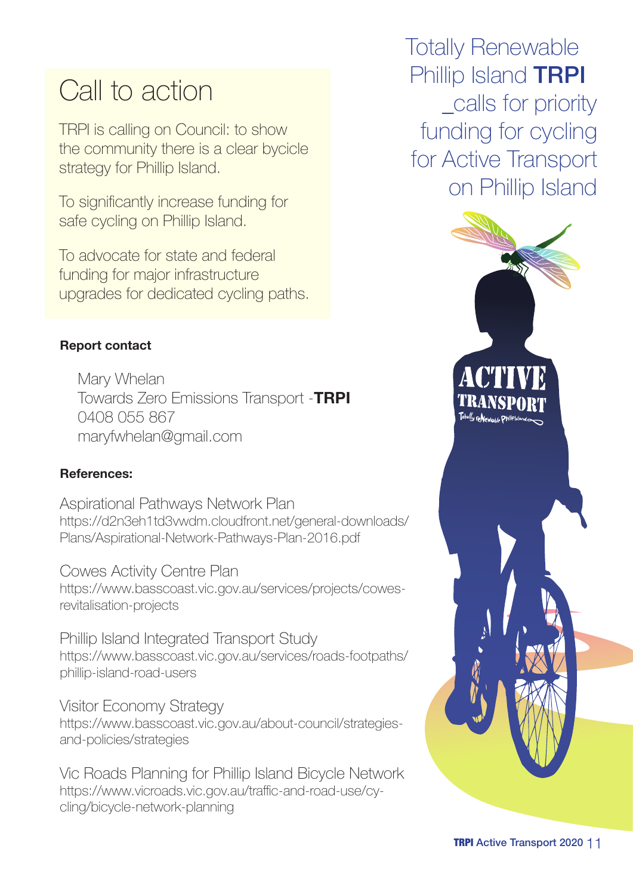Totally Renewable Phillip Island **TRPI** _calls for priority funding for cycling for Active Transport on Phillip Island

# Call to action

TRPI is calling on Council: to show the community there is a clear bycicle strategy for Phillip Island.

To significantly increase funding for safe cycling on Phillip Island.

To advocate for state and federal funding for major infrastructure upgrades for dedicated cycling paths.

**Report contact**

Mary Whelan
Towards Zero Emissions Transport -**TRPI**
0408 055 867
maryfwhelan@gmail.com

**References:**

Aspirational Pathways Network Plan
https://d2n3eh1td3vwdm.cloudfront.net/general-downloads/Plans/Aspirational-Network-Pathways-Plan-2016.pdf

Cowes Activity Centre Plan
https://www.basscoast.vic.gov.au/services/projects/cowes-revitalisation-projects

Phillip Island Integrated Transport Study
https://www.basscoast.vic.gov.au/services/roads-footpaths/phillip-island-road-users

Visitor Economy Strategy
https://www.basscoast.vic.gov.au/about-council/strategies-and-policies/strategies

Vic Roads Planning for Phillip Island Bicycle Network
https://www.vicroads.vic.gov.au/traffic-and-road-use/cycling/bicycle-network-planning